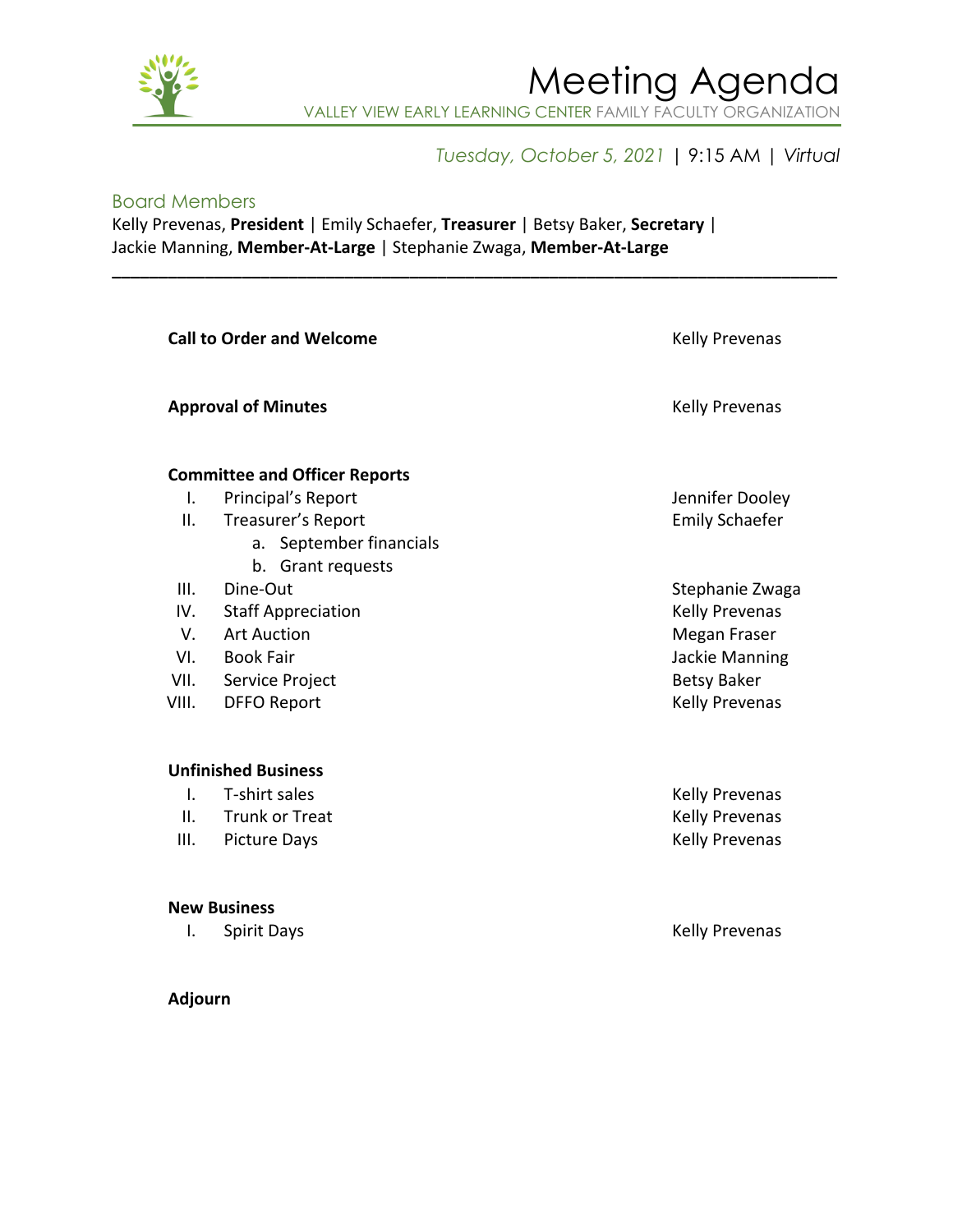# Meeting Agenda

VALLEY VIEW EARLY LEARNING CENTER FAMILY FACULTY ORGANIZATION

*Tuesday, October 5, 2021* | 9:15 AM | *Virtual*

## Board Members

Kelly Prevenas, **President** | Emily Schaefer, **Treasurer** | Betsy Baker, **Secretary** | Jackie Manning, **Member-At-Large** | Stephanie Zwaga, **Member-At-Large**

---

| | |
|---|---|
| **Call to Order and Welcome** | Kelly Prevenas |
| **Approval of Minutes** | Kelly Prevenas |
| **Committee and Officer Reports** | |
| I. Principal's Report | Jennifer Dooley |
| II. Treasurer's Report | Emily Schaefer |
| a. September financials | |
| b. Grant requests | |
| III. Dine-Out | Stephanie Zwaga |
| IV. Staff Appreciation | Kelly Prevenas |
| V. Art Auction | Megan Fraser |
| VI. Book Fair | Jackie Manning |
| VII. Service Project | Betsy Baker |
| VIII. DFFO Report | Kelly Prevenas |
| **Unfinished Business** | |
| I. T-shirt sales | Kelly Prevenas |
| II. Trunk or Treat | Kelly Prevenas |
| III. Picture Days | Kelly Prevenas |
| **New Business** | |
| I. Spirit Days | Kelly Prevenas |
| **Adjourn** | |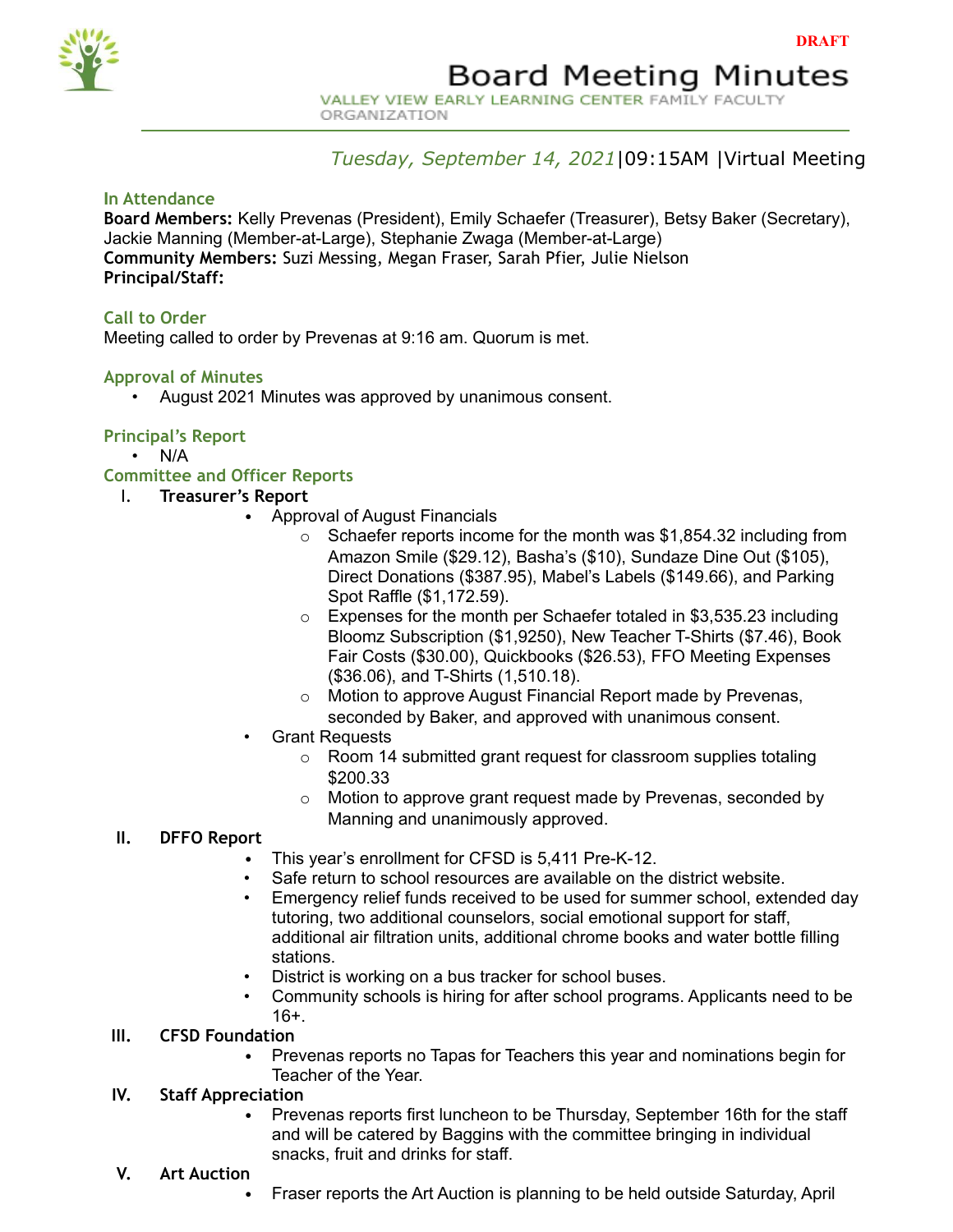DRAFT

# Board Meeting Minutes

VALLEY VIEW EARLY LEARNING CENTER FAMILY FACULTY ORGANIZATION

*Tuesday, September 14, 2021*|09:15AM |Virtual Meeting

### In Attendance

**Board Members:** Kelly Prevenas (President), Emily Schaefer (Treasurer), Betsy Baker (Secretary), Jackie Manning (Member-at-Large), Stephanie Zwaga (Member-at-Large)
**Community Members:** Suzi Messing, Megan Fraser, Sarah Pfier, Julie Nielson
**Principal/Staff:**

### Call to Order

Meeting called to order by Prevenas at 9:16 am. Quorum is met.

### Approval of Minutes

- August 2021 Minutes was approved by unanimous consent.

### Principal's Report

- N/A

### Committee and Officer Reports

I. **Treasurer's Report**
   - Approval of August Financials
     - Schaefer reports income for the month was $1,854.32 including from Amazon Smile ($29.12), Basha's ($10), Sundaze Dine Out ($105), Direct Donations ($387.95), Mabel's Labels ($149.66), and Parking Spot Raffle ($1,172.59).
     - Expenses for the month per Schaefer totaled in $3,535.23 including Bloomz Subscription ($1,9250), New Teacher T-Shirts ($7.46), Book Fair Costs ($30.00), Quickbooks ($26.53), FFO Meeting Expenses ($36.06), and T-Shirts (1,510.18).
     - Motion to approve August Financial Report made by Prevenas, seconded by Baker, and approved with unanimous consent.
   - Grant Requests
     - Room 14 submitted grant request for classroom supplies totaling $200.33
     - Motion to approve grant request made by Prevenas, seconded by Manning and unanimously approved.

II. **DFFO Report**
   - This year's enrollment for CFSD is 5,411 Pre-K-12.
   - Safe return to school resources are available on the district website.
   - Emergency relief funds received to be used for summer school, extended day tutoring, two additional counselors, social emotional support for staff, additional air filtration units, additional chrome books and water bottle filling stations.
   - District is working on a bus tracker for school buses.
   - Community schools is hiring for after school programs. Applicants need to be 16+.

III. **CFSD Foundation**
   - Prevenas reports no Tapas for Teachers this year and nominations begin for Teacher of the Year.

IV. **Staff Appreciation**
   - Prevenas reports first luncheon to be Thursday, September 16th for the staff and will be catered by Baggins with the committee bringing in individual snacks, fruit and drinks for staff.

V. **Art Auction**
   - Fraser reports the Art Auction is planning to be held outside Saturday, April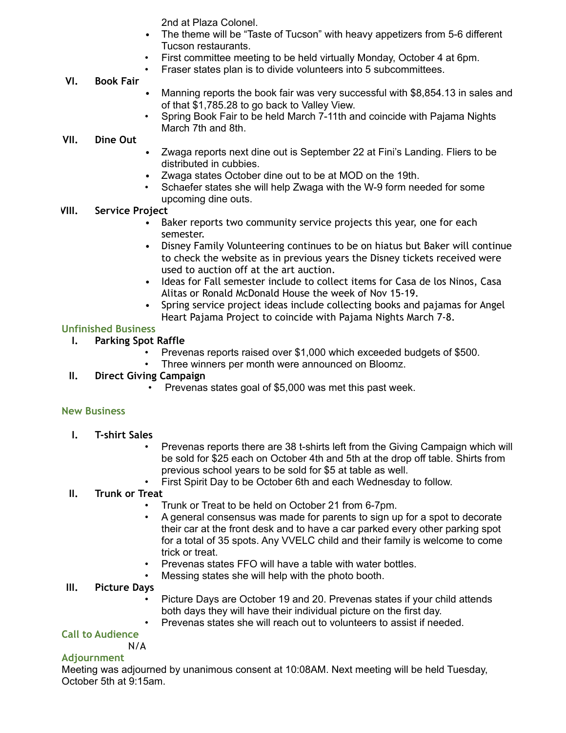2nd at Plaza Colonel.

- The theme will be "Taste of Tucson" with heavy appetizers from 5-6 different Tucson restaurants.
- First committee meeting to be held virtually Monday, October 4 at 6pm.
- Fraser states plan is to divide volunteers into 5 subcommittees.

**VI. Book Fair**

- Manning reports the book fair was very successful with $8,854.13 in sales and of that $1,785.28 to go back to Valley View.
- Spring Book Fair to be held March 7-11th and coincide with Pajama Nights March 7th and 8th.

**VII. Dine Out**

- Zwaga reports next dine out is September 22 at Fini's Landing. Fliers to be distributed in cubbies.
- Zwaga states October dine out to be at MOD on the 19th.
- Schaefer states she will help Zwaga with the W-9 form needed for some upcoming dine outs.

**VIII. Service Project**

- Baker reports two community service projects this year, one for each semester.
- Disney Family Volunteering continues to be on hiatus but Baker will continue to check the website as in previous years the Disney tickets received were used to auction off at the art auction.
- Ideas for Fall semester include to collect items for Casa de los Ninos, Casa Alitas or Ronald McDonald House the week of Nov 15-19.
- Spring service project ideas include collecting books and pajamas for Angel Heart Pajama Project to coincide with Pajama Nights March 7-8.

## Unfinished Business

**I. Parking Spot Raffle**

- Prevenas reports raised over $1,000 which exceeded budgets of $500.
- Three winners per month were announced on Bloomz.

**II. Direct Giving Campaign**

- Prevenas states goal of $5,000 was met this past week.

## New Business

**I. T-shirt Sales**

- Prevenas reports there are 38 t-shirts left from the Giving Campaign which will be sold for $25 each on October 4th and 5th at the drop off table. Shirts from previous school years to be sold for $5 at table as well.
- First Spirit Day to be October 6th and each Wednesday to follow.

**II. Trunk or Treat**

- Trunk or Treat to be held on October 21 from 6-7pm.
- A general consensus was made for parents to sign up for a spot to decorate their car at the front desk and to have a car parked every other parking spot for a total of 35 spots. Any VVELC child and their family is welcome to come trick or treat.
- Prevenas states FFO will have a table with water bottles.
- Messing states she will help with the photo booth.

**III. Picture Days**

- Picture Days are October 19 and 20. Prevenas states if your child attends both days they will have their individual picture on the first day.
- Prevenas states she will reach out to volunteers to assist if needed.

## Call to Audience

N/A

## Adjournment

Meeting was adjourned by unanimous consent at 10:08AM. Next meeting will be held Tuesday, October 5th at 9:15am.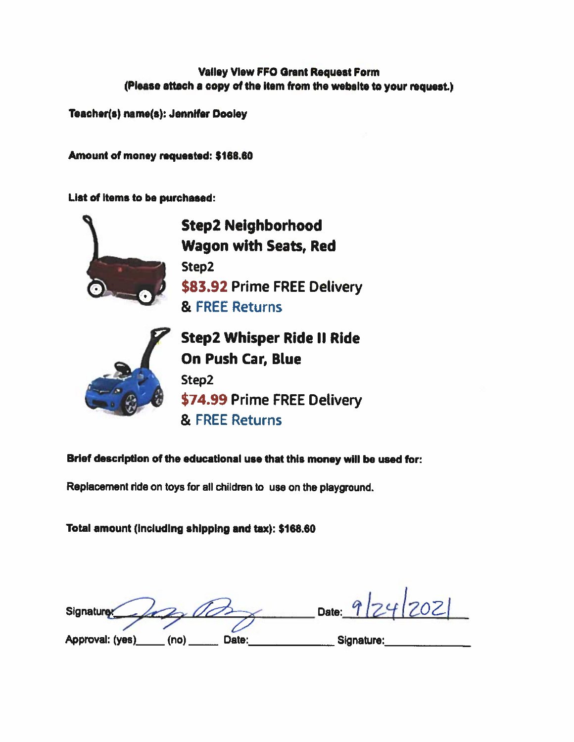**Valley View FFO Grant Request Form**
**(Please attach a copy of the item from the website to your request.)**

**Teacher(s) name(s): Jennifer Dooley**

**Amount of money requested: $168.60**

**List of items to be purchased:**

**Step2 Neighborhood Wagon with Seats, Red**
Step2
$83.92 Prime FREE Delivery
& FREE Returns

**Step2 Whisper Ride II Ride On Push Car, Blue**
Step2
$74.99 Prime FREE Delivery
& FREE Returns

**Brief description of the educational use that this money will be used for:**

Replacement ride on toys for all children to use on the playground.

**Total amount (including shipping and tax): $168.60**

Signature: _[signature]_ Date: 9/24/2021

Approval: (yes)_____ (no) _____ Date:______________ Signature:______________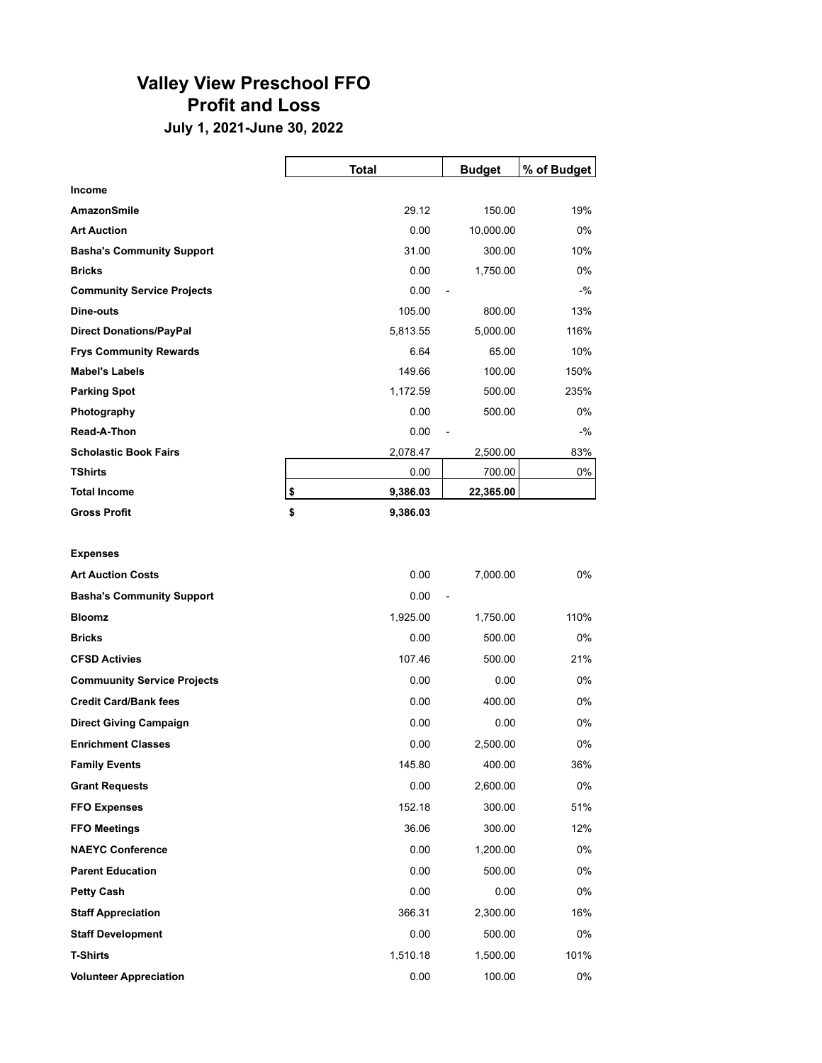# Valley View Preschool FFO
## Profit and Loss
### July 1, 2021-June 30, 2022

| | Total | Budget | % of Budget |
|---|---|---|---|
| **Income** | | | |
| **AmazonSmile** | 29.12 | 150.00 | 19% |
| **Art Auction** | 0.00 | 10,000.00 | 0% |
| **Basha's Community Support** | 31.00 | 300.00 | 10% |
| **Bricks** | 0.00 | 1,750.00 | 0% |
| **Community Service Projects** | 0.00 | - | -% |
| **Dine-outs** | 105.00 | 800.00 | 13% |
| **Direct Donations/PayPal** | 5,813.55 | 5,000.00 | 116% |
| **Frys Community Rewards** | 6.64 | 65.00 | 10% |
| **Mabel's Labels** | 149.66 | 100.00 | 150% |
| **Parking Spot** | 1,172.59 | 500.00 | 235% |
| **Photography** | 0.00 | 500.00 | 0% |
| **Read-A-Thon** | 0.00 | - | -% |
| **Scholastic Book Fairs** | 2,078.47 | 2,500.00 | 83% |
| **TShirts** | 0.00 | 700.00 | 0% |
| **Total Income** | **$ 9,386.03** | **22,365.00** | |
| **Gross Profit** | **$ 9,386.03** | | |
| | | | |
| **Expenses** | | | |
| **Art Auction Costs** | 0.00 | 7,000.00 | 0% |
| **Basha's Community Support** | 0.00 | - | |
| **Bloomz** | 1,925.00 | 1,750.00 | 110% |
| **Bricks** | 0.00 | 500.00 | 0% |
| **CFSD Activies** | 107.46 | 500.00 | 21% |
| **Commuunity Service Projects** | 0.00 | 0.00 | 0% |
| **Credit Card/Bank fees** | 0.00 | 400.00 | 0% |
| **Direct Giving Campaign** | 0.00 | 0.00 | 0% |
| **Enrichment Classes** | 0.00 | 2,500.00 | 0% |
| **Family Events** | 145.80 | 400.00 | 36% |
| **Grant Requests** | 0.00 | 2,600.00 | 0% |
| **FFO Expenses** | 152.18 | 300.00 | 51% |
| **FFO Meetings** | 36.06 | 300.00 | 12% |
| **NAEYC Conference** | 0.00 | 1,200.00 | 0% |
| **Parent Education** | 0.00 | 500.00 | 0% |
| **Petty Cash** | 0.00 | 0.00 | 0% |
| **Staff Appreciation** | 366.31 | 2,300.00 | 16% |
| **Staff Development** | 0.00 | 500.00 | 0% |
| **T-Shirts** | 1,510.18 | 1,500.00 | 101% |
| **Volunteer Appreciation** | 0.00 | 100.00 | 0% |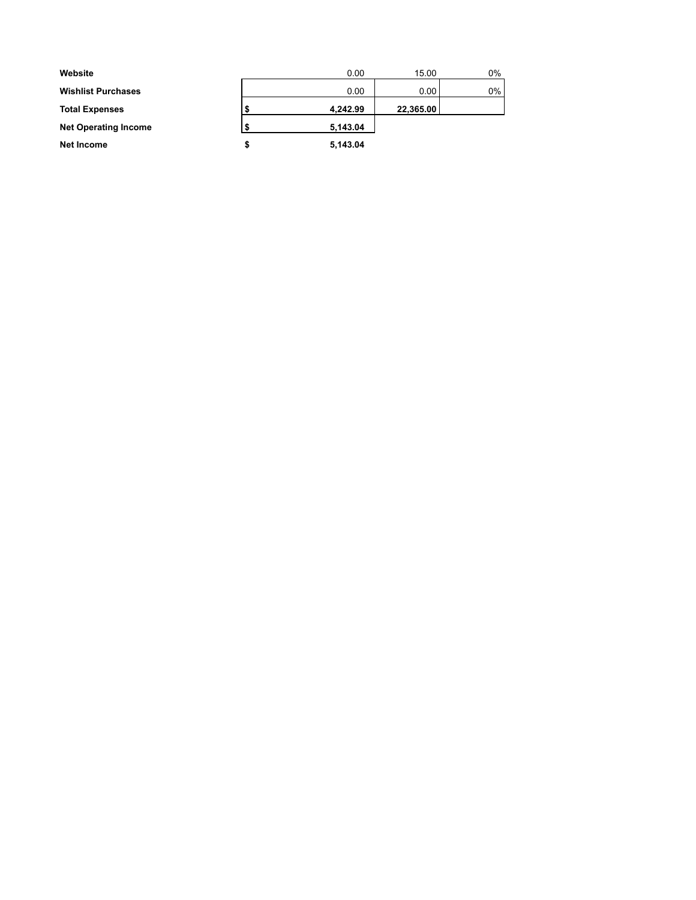| | | | | |
|---|---|---|---|---|
| **Website** | | 0.00 | 15.00 | 0% |
| **Wishlist Purchases** | | 0.00 | 0.00 | 0% |
| **Total Expenses** | **$** | **4,242.99** | **22,365.00** | |
| **Net Operating Income** | **$** | **5,143.04** | | |
| **Net Income** | **$** | **5,143.04** | | |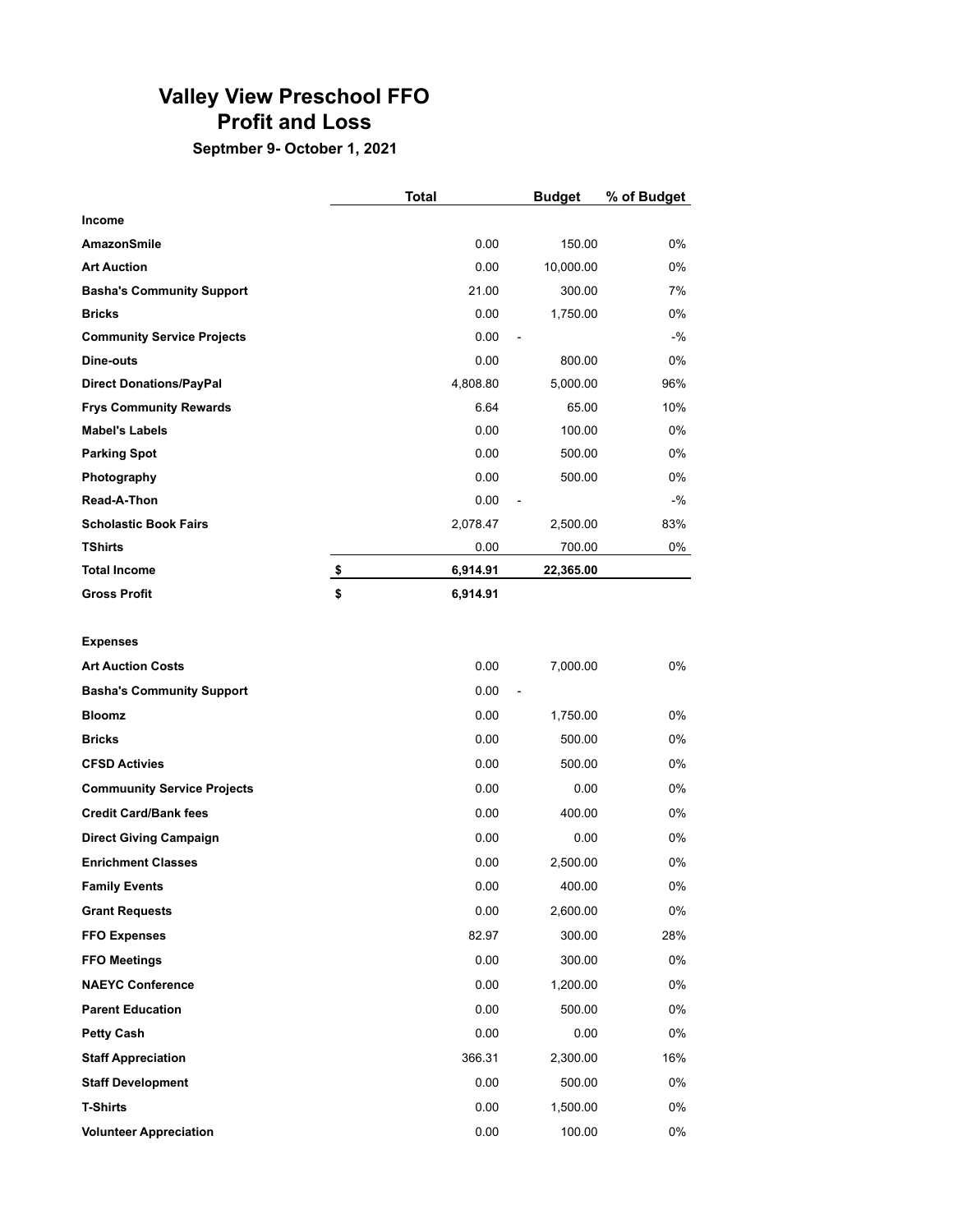# Valley View Preschool FFO
## Profit and Loss

**Septmber 9- October 1, 2021**

| | Total | Budget | % of Budget |
|---|---|---|---|
| **Income** | | | |
| **AmazonSmile** | 0.00 | 150.00 | 0% |
| **Art Auction** | 0.00 | 10,000.00 | 0% |
| **Basha's Community Support** | 21.00 | 300.00 | 7% |
| **Bricks** | 0.00 | 1,750.00 | 0% |
| **Community Service Projects** | 0.00 | - | -% |
| **Dine-outs** | 0.00 | 800.00 | 0% |
| **Direct Donations/PayPal** | 4,808.80 | 5,000.00 | 96% |
| **Frys Community Rewards** | 6.64 | 65.00 | 10% |
| **Mabel's Labels** | 0.00 | 100.00 | 0% |
| **Parking Spot** | 0.00 | 500.00 | 0% |
| **Photography** | 0.00 | 500.00 | 0% |
| **Read-A-Thon** | 0.00 | - | -% |
| **Scholastic Book Fairs** | 2,078.47 | 2,500.00 | 83% |
| **TShirts** | 0.00 | 700.00 | 0% |
| **Total Income** | **$ 6,914.91** | **22,365.00** | |
| **Gross Profit** | **$ 6,914.91** | | |
| **Expenses** | | | |
| **Art Auction Costs** | 0.00 | 7,000.00 | 0% |
| **Basha's Community Support** | 0.00 | - | |
| **Bloomz** | 0.00 | 1,750.00 | 0% |
| **Bricks** | 0.00 | 500.00 | 0% |
| **CFSD Activies** | 0.00 | 500.00 | 0% |
| **Commuunity Service Projects** | 0.00 | 0.00 | 0% |
| **Credit Card/Bank fees** | 0.00 | 400.00 | 0% |
| **Direct Giving Campaign** | 0.00 | 0.00 | 0% |
| **Enrichment Classes** | 0.00 | 2,500.00 | 0% |
| **Family Events** | 0.00 | 400.00 | 0% |
| **Grant Requests** | 0.00 | 2,600.00 | 0% |
| **FFO Expenses** | 82.97 | 300.00 | 28% |
| **FFO Meetings** | 0.00 | 300.00 | 0% |
| **NAEYC Conference** | 0.00 | 1,200.00 | 0% |
| **Parent Education** | 0.00 | 500.00 | 0% |
| **Petty Cash** | 0.00 | 0.00 | 0% |
| **Staff Appreciation** | 366.31 | 2,300.00 | 16% |
| **Staff Development** | 0.00 | 500.00 | 0% |
| **T-Shirts** | 0.00 | 1,500.00 | 0% |
| **Volunteer Appreciation** | 0.00 | 100.00 | 0% |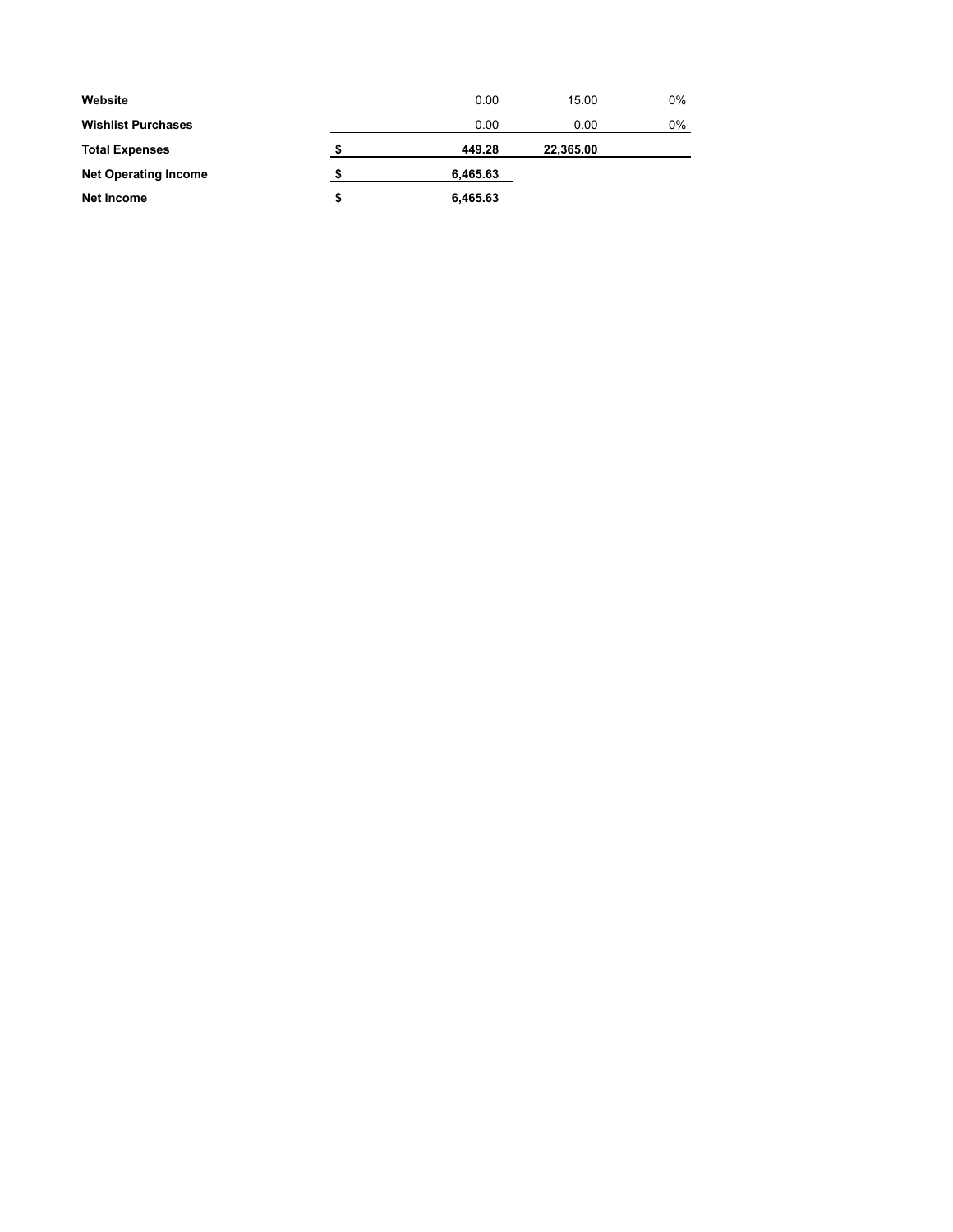| | | | | |
|---|---|---|---|---|
| **Website** | | 0.00 | 15.00 | 0% |
| **Wishlist Purchases** | | 0.00 | 0.00 | 0% |
| **Total Expenses** | **$** | **449.28** | **22,365.00** | |
| **Net Operating Income** | **$** | **6,465.63** | | |
| **Net Income** | **$** | **6,465.63** | | |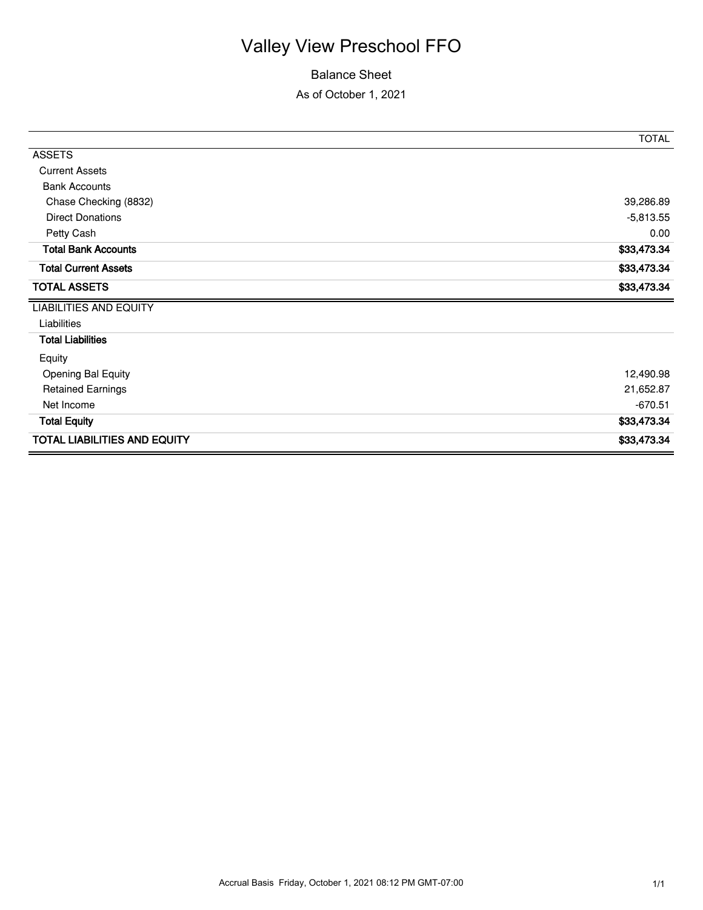# Valley View Preschool FFO

## Balance Sheet

As of October 1, 2021

| | TOTAL |
|---|---|
| ASSETS | |
| Current Assets | |
| Bank Accounts | |
| Chase Checking (8832) | 39,286.89 |
| Direct Donations | -5,813.55 |
| Petty Cash | 0.00 |
| **Total Bank Accounts** | **$33,473.34** |
| **Total Current Assets** | **$33,473.34** |
| **TOTAL ASSETS** | **$33,473.34** |
| LIABILITIES AND EQUITY | |
| Liabilities | |
| **Total Liabilities** | |
| Equity | |
| Opening Bal Equity | 12,490.98 |
| Retained Earnings | 21,652.87 |
| Net Income | -670.51 |
| **Total Equity** | **$33,473.34** |
| **TOTAL LIABILITIES AND EQUITY** | **$33,473.34** |

Accrual Basis Friday, October 1, 2021 08:12 PM GMT-07:00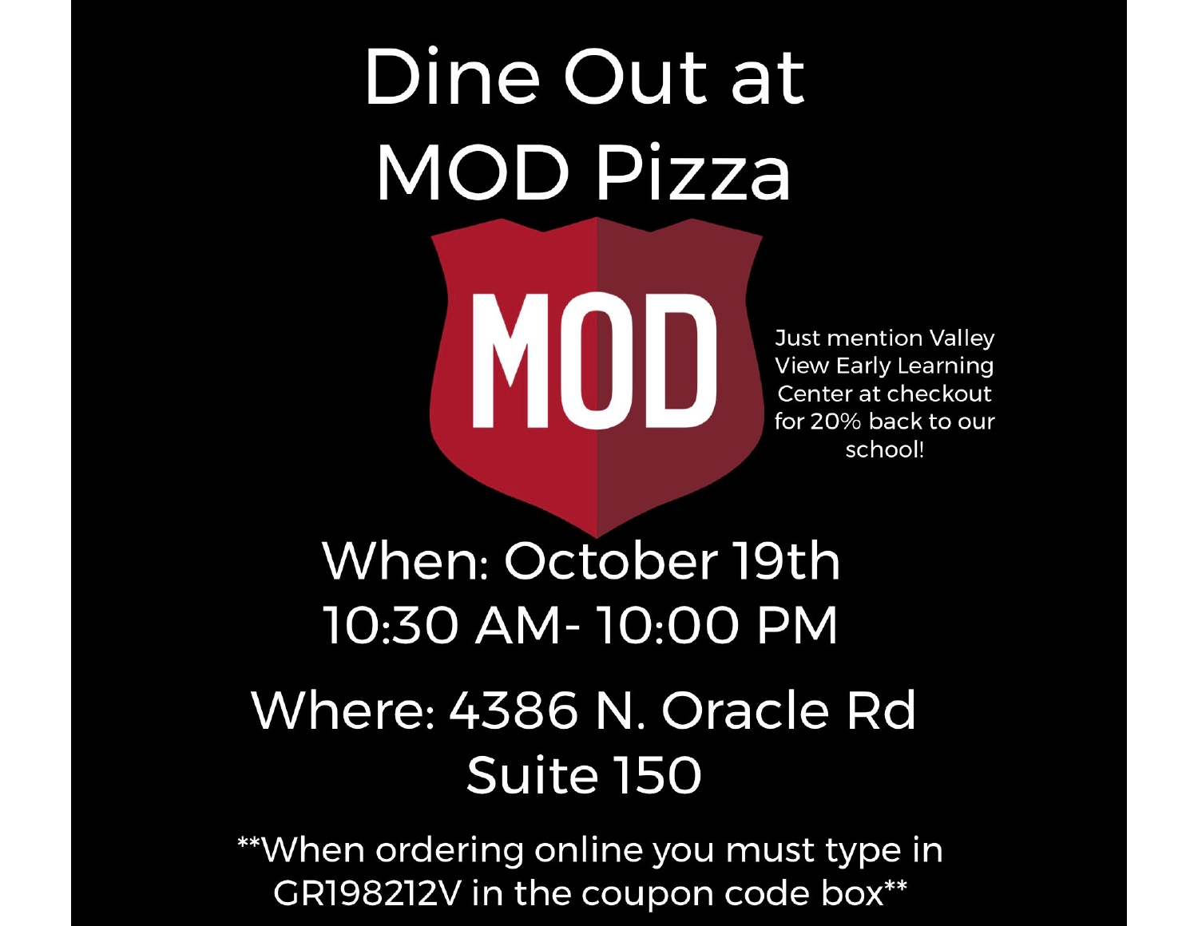# Dine Out at MOD Pizza

MOD

Just mention Valley View Early Learning Center at checkout for 20% back to our school!

## When: October 19th 10:30 AM- 10:00 PM

## Where: 4386 N. Oracle Rd Suite 150

**When ordering online you must type in GR198212V in the coupon code box**